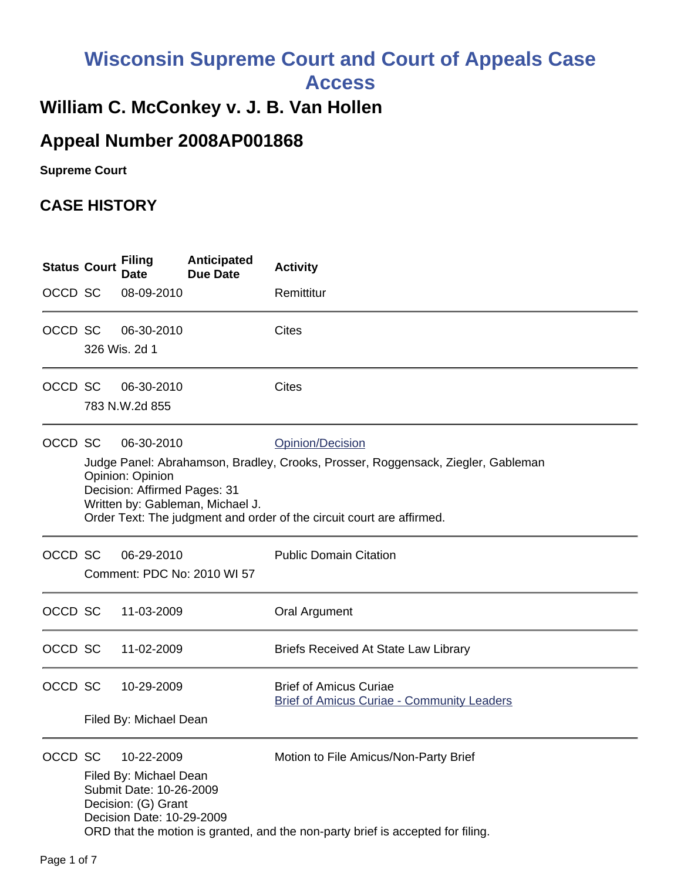# Wisconsin Supreme Court and Court of Appeals Case Access

## William C. McConkey v. J. B. Van Hollen

## Appeal Number 2008AP001868

**Supreme Court**

## CASE HISTORY

| Status | Court | Filing Date | Anticipated Due Date | Activity |
|---|---|---|---|---|
| OCCD | SC | 08-09-2010 | | Remittitur |
| OCCD | SC | 06-30-2010 | | Cites |
| | 326 Wis. 2d 1 | | | |
| OCCD | SC | 06-30-2010 | | Cites |
| | 783 N.W.2d 855 | | | |
| OCCD | SC | 06-30-2010 | | Opinion/Decision |
| | Judge Panel: Abrahamson, Bradley, Crooks, Prosser, Roggensack, Ziegler, Gableman<br>Opinion: Opinion<br>Decision: Affirmed Pages: 31<br>Written by: Gableman, Michael J.<br>Order Text: The judgment and order of the circuit court are affirmed. | | | |
| OCCD | SC | 06-29-2010 | | Public Domain Citation |
| | Comment: PDC No: 2010 WI 57 | | | |
| OCCD | SC | 11-03-2009 | | Oral Argument |
| OCCD | SC | 11-02-2009 | | Briefs Received At State Law Library |
| OCCD | SC | 10-29-2009 | | Brief of Amicus Curiae<br>Brief of Amicus Curiae - Community Leaders |
| | Filed By: Michael Dean | | | |
| OCCD | SC | 10-22-2009 | | Motion to File Amicus/Non-Party Brief |
| | Filed By: Michael Dean<br>Submit Date: 10-26-2009<br>Decision: (G) Grant<br>Decision Date: 10-29-2009<br>ORD that the motion is granted, and the non-party brief is accepted for filing. | | | |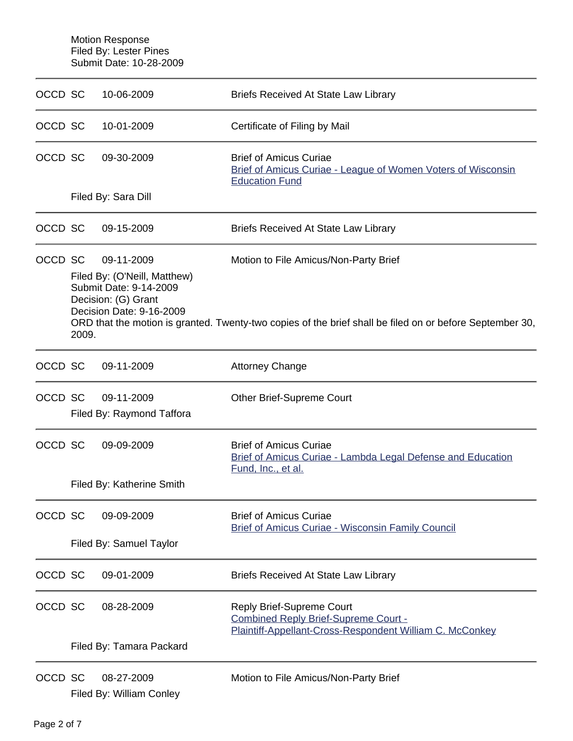Motion Response
Filed By: Lester Pines
Submit Date: 10-28-2009

---

OCCD SC 10-06-2009 Briefs Received At State Law Library

---

OCCD SC 10-01-2009 Certificate of Filing by Mail

---

OCCD SC 09-30-2009 Brief of Amicus Curiae
Brief of Amicus Curiae - League of Women Voters of Wisconsin Education Fund

Filed By: Sara Dill

---

OCCD SC 09-15-2009 Briefs Received At State Law Library

---

OCCD SC 09-11-2009 Motion to File Amicus/Non-Party Brief

Filed By: (O'Neill, Matthew)
Submit Date: 9-14-2009
Decision: (G) Grant
Decision Date: 9-16-2009
ORD that the motion is granted. Twenty-two copies of the brief shall be filed on or before September 30, 2009.

---

OCCD SC 09-11-2009 Attorney Change

---

OCCD SC 09-11-2009 Other Brief-Supreme Court

Filed By: Raymond Taffora

---

OCCD SC 09-09-2009 Brief of Amicus Curiae
Brief of Amicus Curiae - Lambda Legal Defense and Education Fund, Inc., et al.

Filed By: Katherine Smith

---

OCCD SC 09-09-2009 Brief of Amicus Curiae
Brief of Amicus Curiae - Wisconsin Family Council

Filed By: Samuel Taylor

---

OCCD SC 09-01-2009 Briefs Received At State Law Library

---

OCCD SC 08-28-2009 Reply Brief-Supreme Court
Combined Reply Brief-Supreme Court - Plaintiff-Appellant-Cross-Respondent William C. McConkey

Filed By: Tamara Packard

---

OCCD SC 08-27-2009 Motion to File Amicus/Non-Party Brief

Filed By: William Conley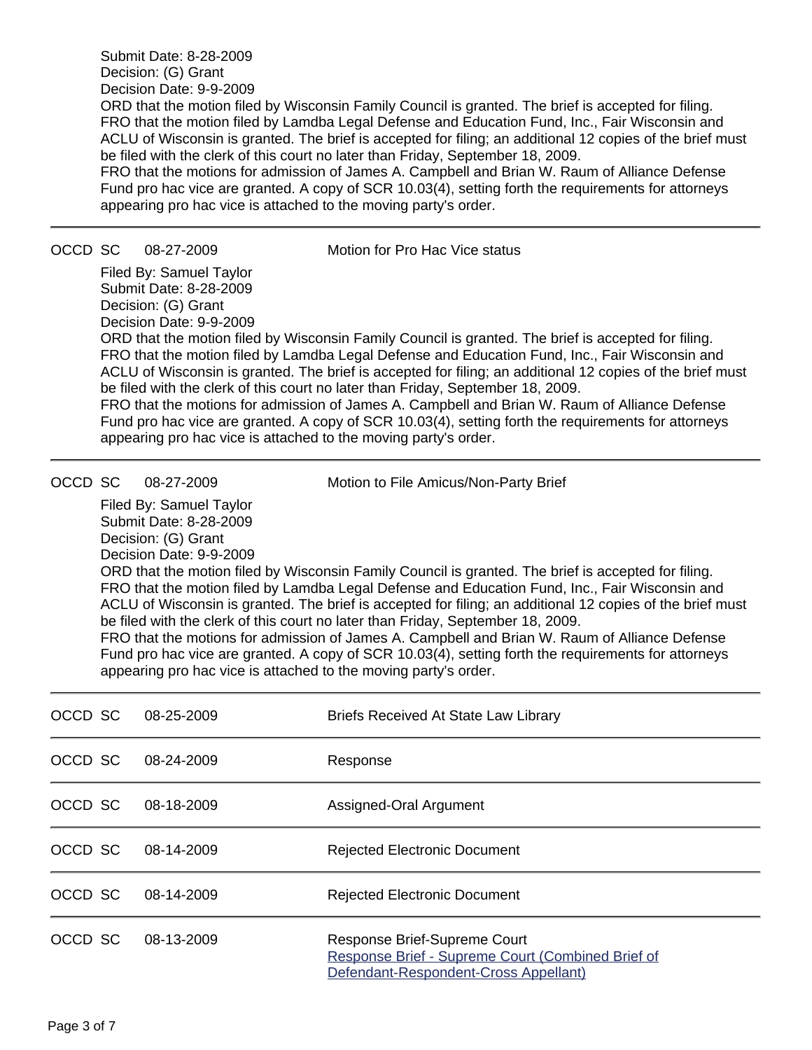Submit Date: 8-28-2009
Decision: (G) Grant
Decision Date: 9-9-2009
ORD that the motion filed by Wisconsin Family Council is granted. The brief is accepted for filing.
FRO that the motion filed by Lamdba Legal Defense and Education Fund, Inc., Fair Wisconsin and ACLU of Wisconsin is granted. The brief is accepted for filing; an additional 12 copies of the brief must be filed with the clerk of this court no later than Friday, September 18, 2009.
FRO that the motions for admission of James A. Campbell and Brian W. Raum of Alliance Defense Fund pro hac vice are granted. A copy of SCR 10.03(4), setting forth the requirements for attorneys appearing pro hac vice is attached to the moving party's order.

---

OCCD SC 08-27-2009 Motion for Pro Hac Vice status

Filed By: Samuel Taylor
Submit Date: 8-28-2009
Decision: (G) Grant
Decision Date: 9-9-2009
ORD that the motion filed by Wisconsin Family Council is granted. The brief is accepted for filing.
FRO that the motion filed by Lamdba Legal Defense and Education Fund, Inc., Fair Wisconsin and ACLU of Wisconsin is granted. The brief is accepted for filing; an additional 12 copies of the brief must be filed with the clerk of this court no later than Friday, September 18, 2009.
FRO that the motions for admission of James A. Campbell and Brian W. Raum of Alliance Defense Fund pro hac vice are granted. A copy of SCR 10.03(4), setting forth the requirements for attorneys appearing pro hac vice is attached to the moving party's order.

---

OCCD SC 08-27-2009 Motion to File Amicus/Non-Party Brief

Filed By: Samuel Taylor
Submit Date: 8-28-2009
Decision: (G) Grant
Decision Date: 9-9-2009
ORD that the motion filed by Wisconsin Family Council is granted. The brief is accepted for filing.
FRO that the motion filed by Lamdba Legal Defense and Education Fund, Inc., Fair Wisconsin and ACLU of Wisconsin is granted. The brief is accepted for filing; an additional 12 copies of the brief must be filed with the clerk of this court no later than Friday, September 18, 2009.
FRO that the motions for admission of James A. Campbell and Brian W. Raum of Alliance Defense Fund pro hac vice are granted. A copy of SCR 10.03(4), setting forth the requirements for attorneys appearing pro hac vice is attached to the moving party's order.

---

OCCD SC 08-25-2009 Briefs Received At State Law Library

---

OCCD SC 08-24-2009 Response

---

OCCD SC 08-18-2009 Assigned-Oral Argument

---

OCCD SC 08-14-2009 Rejected Electronic Document

---

OCCD SC 08-14-2009 Rejected Electronic Document

---

OCCD SC 08-13-2009 Response Brief-Supreme Court
Response Brief - Supreme Court (Combined Brief of Defendant-Respondent-Cross Appellant)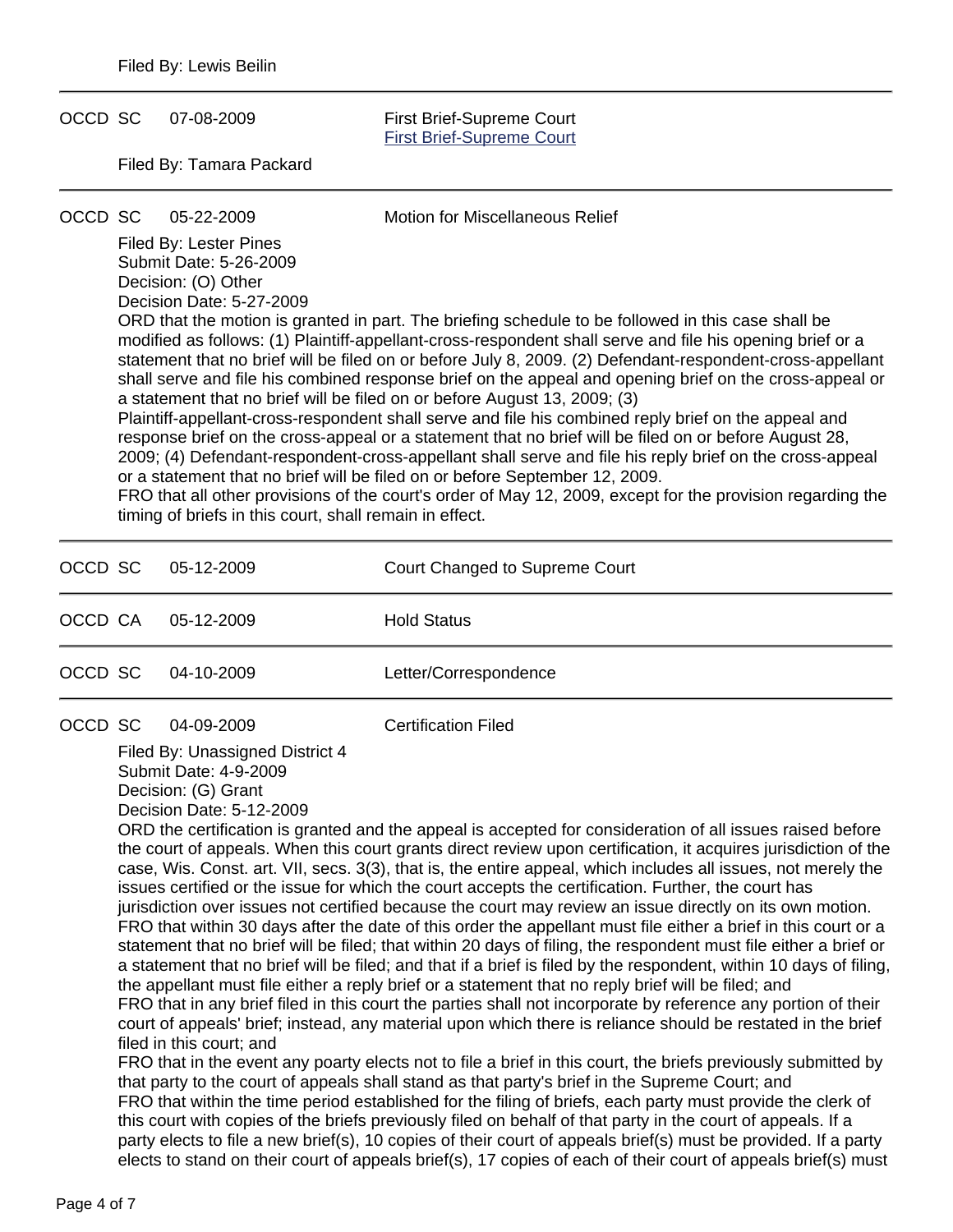Filed By: Lewis Beilin

---

| | | | |
|---|---|---|---|
| OCCD | SC | 07-08-2009 | First Brief-Supreme Court<br>First Brief-Supreme Court |

Filed By: Tamara Packard

---

| | | | |
|---|---|---|---|
| OCCD | SC | 05-22-2009 | Motion for Miscellaneous Relief |

Filed By: Lester Pines
Submit Date: 5-26-2009
Decision: (O) Other
Decision Date: 5-27-2009
ORD that the motion is granted in part. The briefing schedule to be followed in this case shall be modified as follows: (1) Plaintiff-appellant-cross-respondent shall serve and file his opening brief or a statement that no brief will be filed on or before July 8, 2009. (2) Defendant-respondent-cross-appellant shall serve and file his combined response brief on the appeal and opening brief on the cross-appeal or a statement that no brief will be filed on or before August 13, 2009; (3)
Plaintiff-appellant-cross-respondent shall serve and file his combined reply brief on the appeal and response brief on the cross-appeal or a statement that no brief will be filed on or before August 28, 2009; (4) Defendant-respondent-cross-appellant shall serve and file his reply brief on the cross-appeal or a statement that no brief will be filed on or before September 12, 2009.
FRO that all other provisions of the court's order of May 12, 2009, except for the provision regarding the timing of briefs in this court, shall remain in effect.

---

| | | | |
|---|---|---|---|
| OCCD | SC | 05-12-2009 | Court Changed to Supreme Court |

---

| | | | |
|---|---|---|---|
| OCCD | CA | 05-12-2009 | Hold Status |

---

| | | | |
|---|---|---|---|
| OCCD | SC | 04-10-2009 | Letter/Correspondence |

---

| | | | |
|---|---|---|---|
| OCCD | SC | 04-09-2009 | Certification Filed |

Filed By: Unassigned District 4
Submit Date: 4-9-2009
Decision: (G) Grant
Decision Date: 5-12-2009
ORD the certification is granted and the appeal is accepted for consideration of all issues raised before the court of appeals. When this court grants direct review upon certification, it acquires jurisdiction of the case, Wis. Const. art. VII, secs. 3(3), that is, the entire appeal, which includes all issues, not merely the issues certified or the issue for which the court accepts the certification. Further, the court has jurisdiction over issues not certified because the court may review an issue directly on its own motion.
FRO that within 30 days after the date of this order the appellant must file either a brief in this court or a statement that no brief will be filed; that within 20 days of filing, the respondent must file either a brief or a statement that no brief will be filed; and that if a brief is filed by the respondent, within 10 days of filing, the appellant must file either a reply brief or a statement that no reply brief will be filed; and
FRO that in any brief filed in this court the parties shall not incorporate by reference any portion of their court of appeals' brief; instead, any material upon which there is reliance should be restated in the brief filed in this court; and
FRO that in the event any poarty elects not to file a brief in this court, the briefs previously submitted by that party to the court of appeals shall stand as that party's brief in the Supreme Court; and
FRO that within the time period established for the filing of briefs, each party must provide the clerk of this court with copies of the briefs previously filed on behalf of that party in the court of appeals. If a party elects to file a new brief(s), 10 copies of their court of appeals brief(s) must be provided. If a party elects to stand on their court of appeals brief(s), 17 copies of each of their court of appeals brief(s) must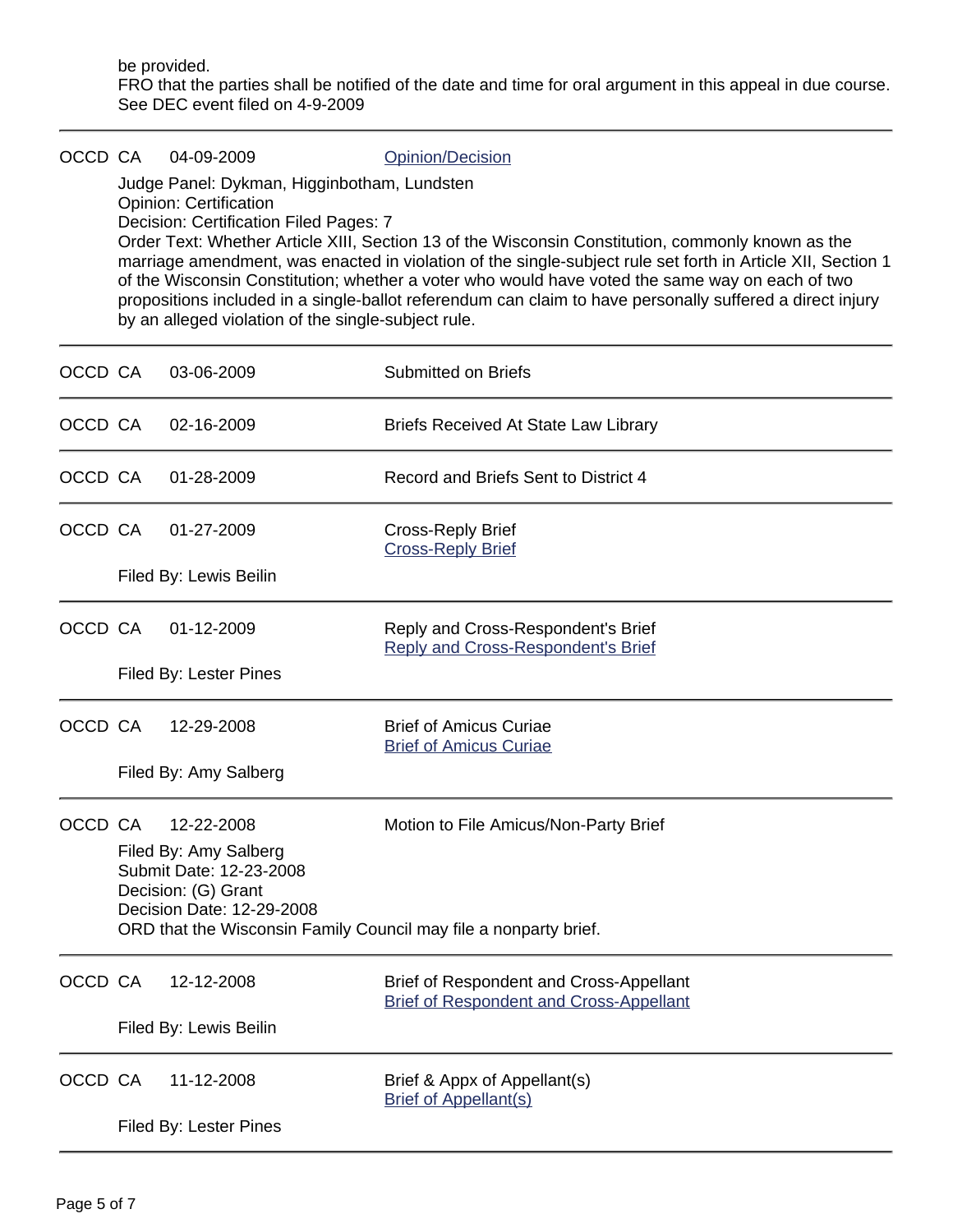be provided.
FRO that the parties shall be notified of the date and time for oral argument in this appeal in due course.
See DEC event filed on 4-9-2009

---

OCCD CA 04-09-2009 Opinion/Decision

Judge Panel: Dykman, Higginbotham, Lundsten
Opinion: Certification
Decision: Certification Filed Pages: 7
Order Text: Whether Article XIII, Section 13 of the Wisconsin Constitution, commonly known as the marriage amendment, was enacted in violation of the single-subject rule set forth in Article XII, Section 1 of the Wisconsin Constitution; whether a voter who would have voted the same way on each of two propositions included in a single-ballot referendum can claim to have personally suffered a direct injury by an alleged violation of the single-subject rule.

---

OCCD CA 03-06-2009 Submitted on Briefs

---

OCCD CA 02-16-2009 Briefs Received At State Law Library

---

OCCD CA 01-28-2009 Record and Briefs Sent to District 4

---

OCCD CA 01-27-2009 Cross-Reply Brief
Cross-Reply Brief

Filed By: Lewis Beilin

---

OCCD CA 01-12-2009 Reply and Cross-Respondent's Brief
Reply and Cross-Respondent's Brief

Filed By: Lester Pines

---

OCCD CA 12-29-2008 Brief of Amicus Curiae
Brief of Amicus Curiae

Filed By: Amy Salberg

---

OCCD CA 12-22-2008 Motion to File Amicus/Non-Party Brief

Filed By: Amy Salberg
Submit Date: 12-23-2008
Decision: (G) Grant
Decision Date: 12-29-2008
ORD that the Wisconsin Family Council may file a nonparty brief.

---

OCCD CA 12-12-2008 Brief of Respondent and Cross-Appellant
Brief of Respondent and Cross-Appellant

Filed By: Lewis Beilin

---

OCCD CA 11-12-2008 Brief & Appx of Appellant(s)
Brief of Appellant(s)

Filed By: Lester Pines

---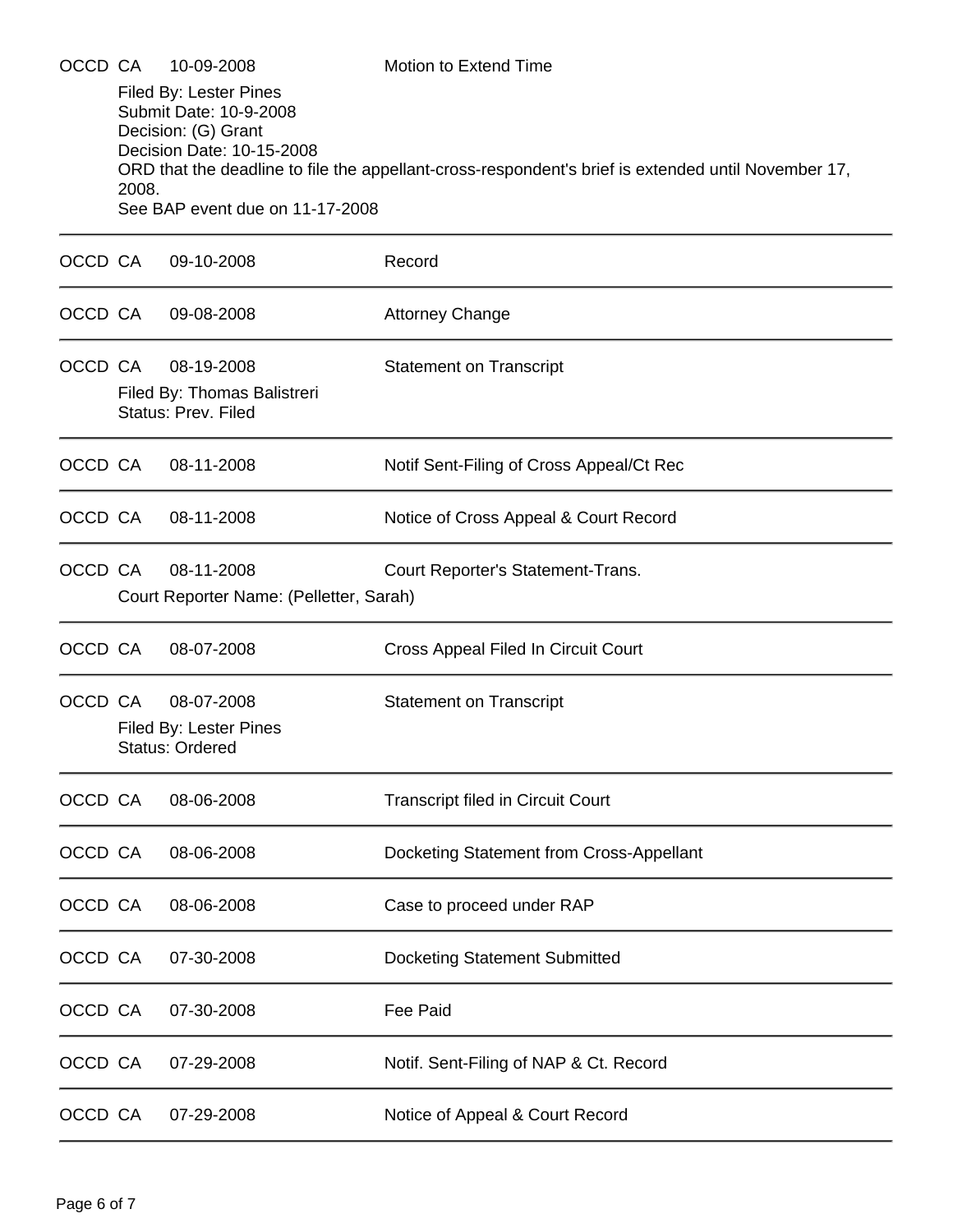OCCD CA 10-09-2008 Motion to Extend Time

Filed By: Lester Pines
Submit Date: 10-9-2008
Decision: (G) Grant
Decision Date: 10-15-2008
ORD that the deadline to file the appellant-cross-respondent's brief is extended until November 17, 2008.
See BAP event due on 11-17-2008

---

OCCD CA 09-10-2008 Record

---

OCCD CA 09-08-2008 Attorney Change

---

OCCD CA 08-19-2008 Statement on Transcript

Filed By: Thomas Balistreri
Status: Prev. Filed

---

OCCD CA 08-11-2008 Notif Sent-Filing of Cross Appeal/Ct Rec

---

OCCD CA 08-11-2008 Notice of Cross Appeal & Court Record

---

OCCD CA 08-11-2008 Court Reporter's Statement-Trans.

Court Reporter Name: (Pelletter, Sarah)

---

OCCD CA 08-07-2008 Cross Appeal Filed In Circuit Court

---

OCCD CA 08-07-2008 Statement on Transcript

Filed By: Lester Pines
Status: Ordered

---

OCCD CA 08-06-2008 Transcript filed in Circuit Court

---

OCCD CA 08-06-2008 Docketing Statement from Cross-Appellant

---

OCCD CA 08-06-2008 Case to proceed under RAP

---

OCCD CA 07-30-2008 Docketing Statement Submitted

---

OCCD CA 07-30-2008 Fee Paid

---

OCCD CA 07-29-2008 Notif. Sent-Filing of NAP & Ct. Record

---

OCCD CA 07-29-2008 Notice of Appeal & Court Record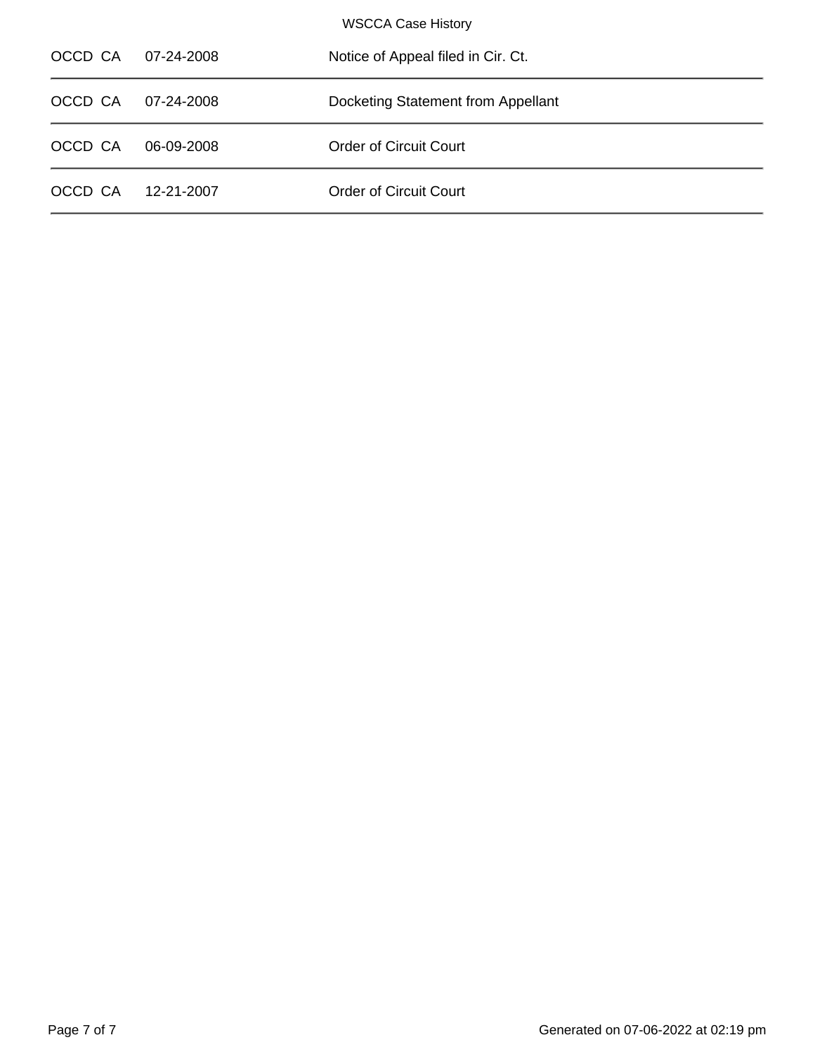| | | |
|---|---|---|
| OCCD CA | 07-24-2008 | Notice of Appeal filed in Cir. Ct. |
| OCCD CA | 07-24-2008 | Docketing Statement from Appellant |
| OCCD CA | 06-09-2008 | Order of Circuit Court |
| OCCD CA | 12-21-2007 | Order of Circuit Court |